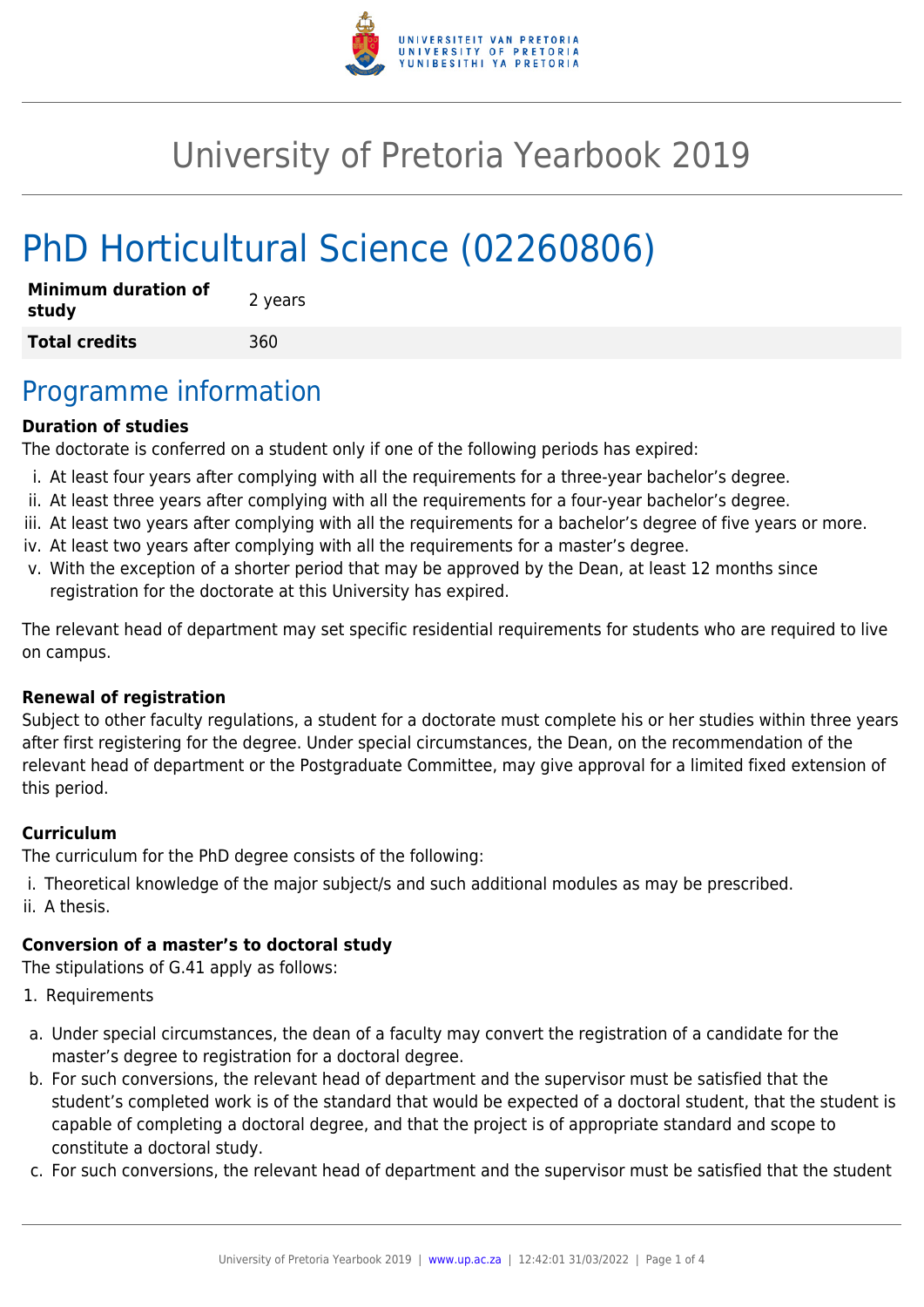# University of Pretoria Yearbook 2019

# PhD Horticultural Science (02260806)

| **Minimum duration of study** | 2 years |
|---|---|
| **Total credits** | 360 |

## Programme information

**Duration of studies**

The doctorate is conferred on a student only if one of the following periods has expired:

i. At least four years after complying with all the requirements for a three-year bachelor's degree.
ii. At least three years after complying with all the requirements for a four-year bachelor's degree.
iii. At least two years after complying with all the requirements for a bachelor's degree of five years or more.
iv. At least two years after complying with all the requirements for a master's degree.
v. With the exception of a shorter period that may be approved by the Dean, at least 12 months since registration for the doctorate at this University has expired.

The relevant head of department may set specific residential requirements for students who are required to live on campus.

**Renewal of registration**

Subject to other faculty regulations, a student for a doctorate must complete his or her studies within three years after first registering for the degree. Under special circumstances, the Dean, on the recommendation of the relevant head of department or the Postgraduate Committee, may give approval for a limited fixed extension of this period.

**Curriculum**

The curriculum for the PhD degree consists of the following:

i. Theoretical knowledge of the major subject/s and such additional modules as may be prescribed.
ii. A thesis.

**Conversion of a master's to doctoral study**

The stipulations of G.41 apply as follows:

1. Requirements

a. Under special circumstances, the dean of a faculty may convert the registration of a candidate for the master's degree to registration for a doctoral degree.
b. For such conversions, the relevant head of department and the supervisor must be satisfied that the student's completed work is of the standard that would be expected of a doctoral student, that the student is capable of completing a doctoral degree, and that the project is of appropriate standard and scope to constitute a doctoral study.
c. For such conversions, the relevant head of department and the supervisor must be satisfied that the student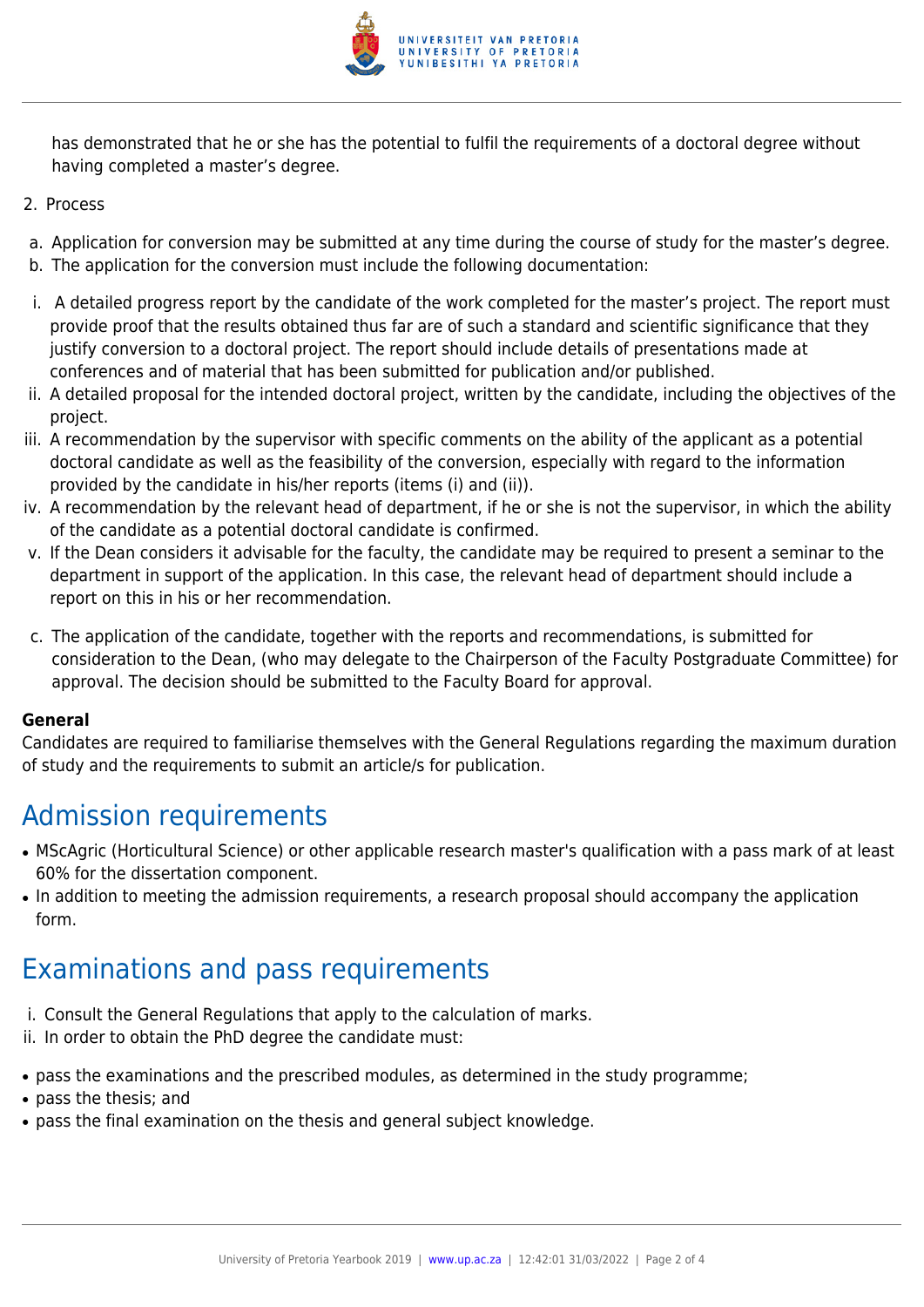has demonstrated that he or she has the potential to fulfil the requirements of a doctoral degree without having completed a master's degree.

2. Process

a. Application for conversion may be submitted at any time during the course of study for the master's degree.
b. The application for the conversion must include the following documentation:

i. A detailed progress report by the candidate of the work completed for the master's project. The report must provide proof that the results obtained thus far are of such a standard and scientific significance that they justify conversion to a doctoral project. The report should include details of presentations made at conferences and of material that has been submitted for publication and/or published.
ii. A detailed proposal for the intended doctoral project, written by the candidate, including the objectives of the project.
iii. A recommendation by the supervisor with specific comments on the ability of the applicant as a potential doctoral candidate as well as the feasibility of the conversion, especially with regard to the information provided by the candidate in his/her reports (items (i) and (ii)).
iv. A recommendation by the relevant head of department, if he or she is not the supervisor, in which the ability of the candidate as a potential doctoral candidate is confirmed.
v. If the Dean considers it advisable for the faculty, the candidate may be required to present a seminar to the department in support of the application. In this case, the relevant head of department should include a report on this in his or her recommendation.

c. The application of the candidate, together with the reports and recommendations, is submitted for consideration to the Dean, (who may delegate to the Chairperson of the Faculty Postgraduate Committee) for approval. The decision should be submitted to the Faculty Board for approval.

**General**
Candidates are required to familiarise themselves with the General Regulations regarding the maximum duration of study and the requirements to submit an article/s for publication.

## Admission requirements

- MScAgric (Horticultural Science) or other applicable research master's qualification with a pass mark of at least 60% for the dissertation component.
- In addition to meeting the admission requirements, a research proposal should accompany the application form.

## Examinations and pass requirements

i. Consult the General Regulations that apply to the calculation of marks.
ii. In order to obtain the PhD degree the candidate must:

- pass the examinations and the prescribed modules, as determined in the study programme;
- pass the thesis; and
- pass the final examination on the thesis and general subject knowledge.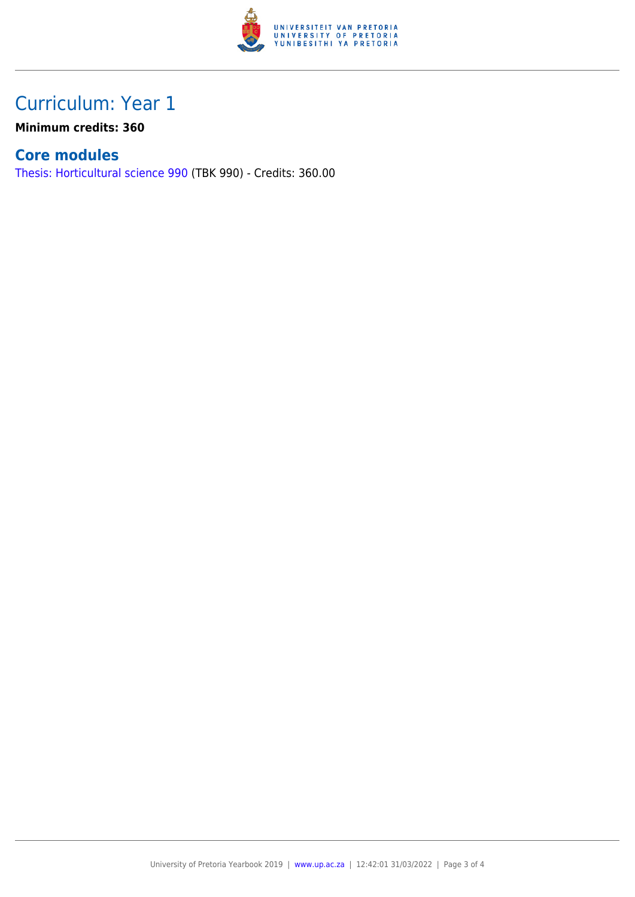# Curriculum: Year 1

**Minimum credits: 360**

## Core modules

Thesis: Horticultural science 990 (TBK 990) - Credits: 360.00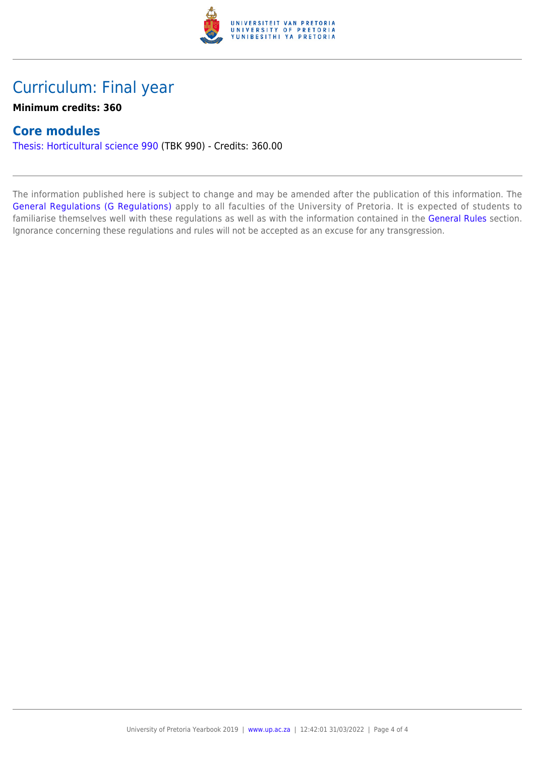## Curriculum: Final year

**Minimum credits: 360**

### Core modules

Thesis: Horticultural science 990 (TBK 990) - Credits: 360.00

The information published here is subject to change and may be amended after the publication of this information. The General Regulations (G Regulations) apply to all faculties of the University of Pretoria. It is expected of students to familiarise themselves well with these regulations as well as with the information contained in the General Rules section. Ignorance concerning these regulations and rules will not be accepted as an excuse for any transgression.